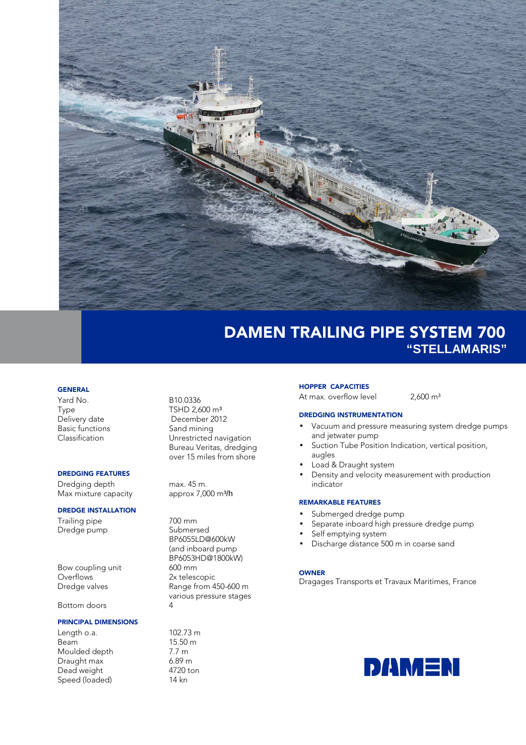# DAMEN TRAILING PIPE SYSTEM 700

## "STELLAMARIS"

### GENERAL

| | |
|---|---|
| Yard No. | B10.0336 |
| Type | TSHD 2,600 m³ |
| Delivery date | December 2012 |
| Basic functions | Sand mining |
| Classification | Unrestricted navigation Bureau Veritas, dredging over 15 miles from shore |

### DREDGING FEATURES

| | |
|---|---|
| Dredging depth | max. 45 m. |
| Max mixture capacity | approx 7,000 m³/h |

### DREDGE INSTALLATION

| | |
|---|---|
| Trailing pipe | 700 mm |
| Dredge pump | Submersed BP6055LD@600kW (and inboard pump BP6053HD@1800kW) |
| Bow coupling unit | 600 mm |
| Overflows | 2x telescopic |
| Dredge valves | Range from 450-600 m various pressure stages |
| Bottom doors | 4 |

### PRINCIPAL DIMENSIONS

| | |
|---|---|
| Length o.a. | 102.73 m |
| Beam | 15.50 m |
| Moulded depth | 7.7 m |
| Draught max | 6.89 m |
| Dead weight | 4720 ton |
| Speed (loaded) | 14 kn |

### HOPPER CAPACITIES

| | |
|---|---|
| At max. overflow level | 2,600 m³ |

### DREDGING INSTRUMENTATION

- Vacuum and pressure measuring system dredge pumps and jetwater pump
- Suction Tube Position Indication, vertical position, augles
- Load & Draught system
- Density and velocity measurement with production indicator

### REMARKABLE FEATURES

- Submerged dredge pump
- Separate inboard high pressure dredge pump
- Self emptying system
- Discharge distance 500 m in coarse sand

### OWNER

Dragages Transports et Travaux Maritimes, France

DAMEN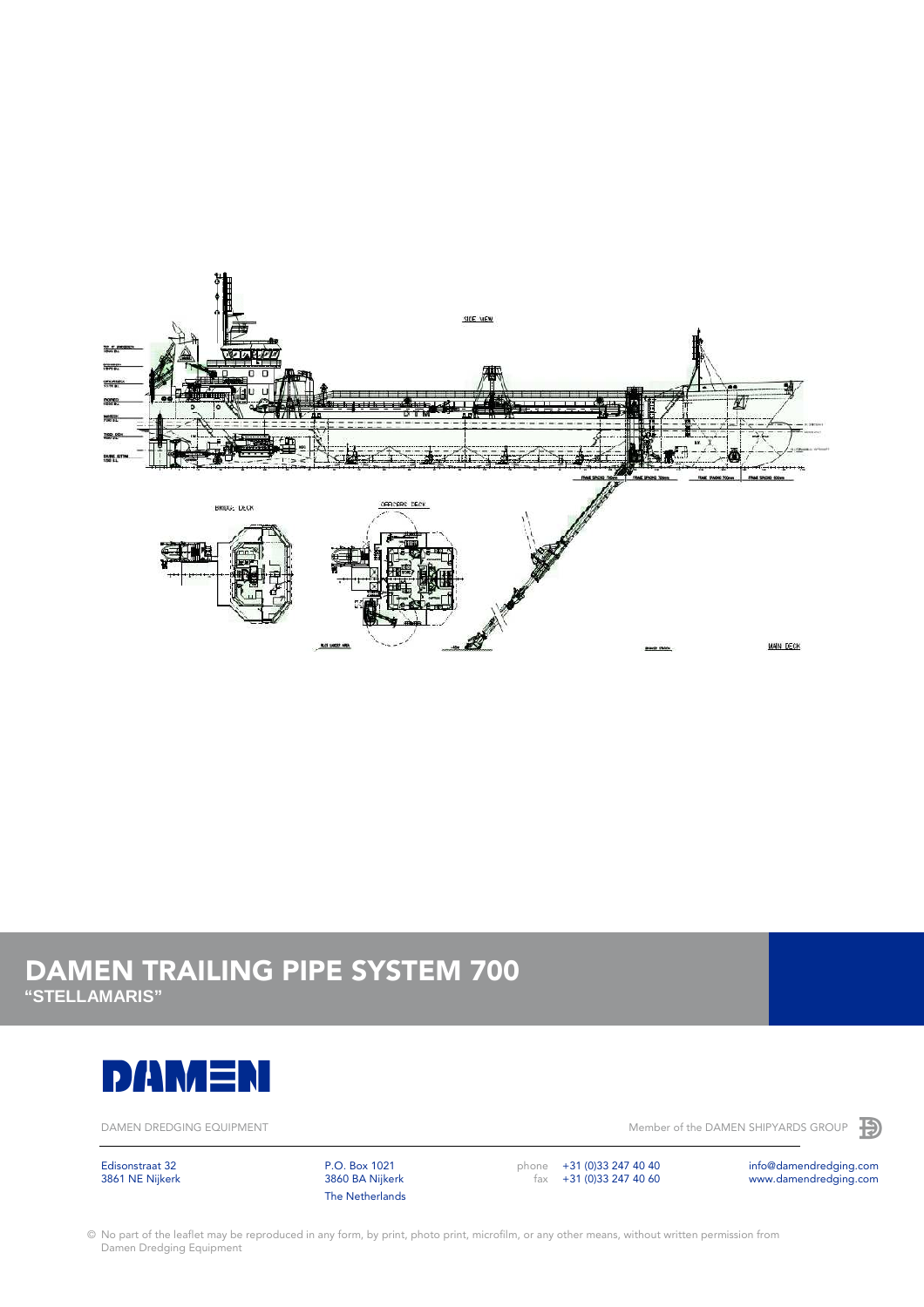# DAMEN TRAILING PIPE SYSTEM 700

**"STELLAMARIS"**

DAMEN

DAMEN DREDGING EQUIPMENT

Member of the DAMEN SHIPYARDS GROUP

Edisonstraat 32
3861 NE Nijkerk

P.O. Box 1021
3860 BA Nijkerk
The Netherlands

phone +31 (0)33 247 40 40
fax +31 (0)33 247 40 60

info@damendredging.com
www.damendredging.com

© No part of the leaflet may be reproduced in any form, by print, photo print, microfilm, or any other means, without written permission from Damen Dredging Equipment